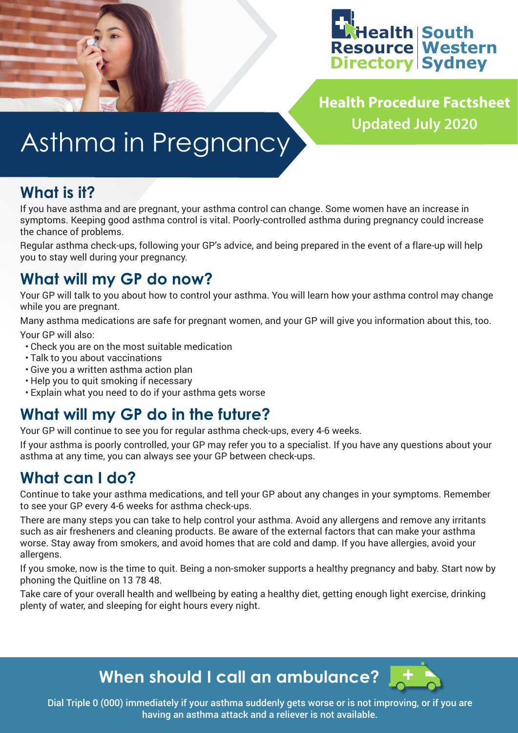Health Resource Directory | South Western Sydney

**Health Procedure Factsheet**
**Updated July 2020**

# Asthma in Pregnancy

## What is it?

If you have asthma and are pregnant, your asthma control can change. Some women have an increase in symptoms. Keeping good asthma control is vital. Poorly-controlled asthma during pregnancy could increase the chance of problems.

Regular asthma check-ups, following your GP's advice, and being prepared in the event of a flare-up will help you to stay well during your pregnancy.

## What will my GP do now?

Your GP will talk to you about how to control your asthma. You will learn how your asthma control may change while you are pregnant.

Many asthma medications are safe for pregnant women, and your GP will give you information about this, too.

Your GP will also:

- Check you are on the most suitable medication
- Talk to you about vaccinations
- Give you a written asthma action plan
- Help you to quit smoking if necessary
- Explain what you need to do if your asthma gets worse

## What will my GP do in the future?

Your GP will continue to see you for regular asthma check-ups, every 4-6 weeks.

If your asthma is poorly controlled, your GP may refer you to a specialist. If you have any questions about your asthma at any time, you can always see your GP between check-ups.

## What can I do?

Continue to take your asthma medications, and tell your GP about any changes in your symptoms. Remember to see your GP every 4-6 weeks for asthma check-ups.

There are many steps you can take to help control your asthma. Avoid any allergens and remove any irritants such as air fresheners and cleaning products. Be aware of the external factors that can make your asthma worse. Stay away from smokers, and avoid homes that are cold and damp. If you have allergies, avoid your allergens.

If you smoke, now is the time to quit. Being a non-smoker supports a healthy pregnancy and baby. Start now by phoning the Quitline on 13 78 48.

Take care of your overall health and wellbeing by eating a healthy diet, getting enough light exercise, drinking plenty of water, and sleeping for eight hours every night.

## When should I call an ambulance?

Dial Triple 0 (000) immediately if your asthma suddenly gets worse or is not improving, or if you are having an asthma attack and a reliever is not available.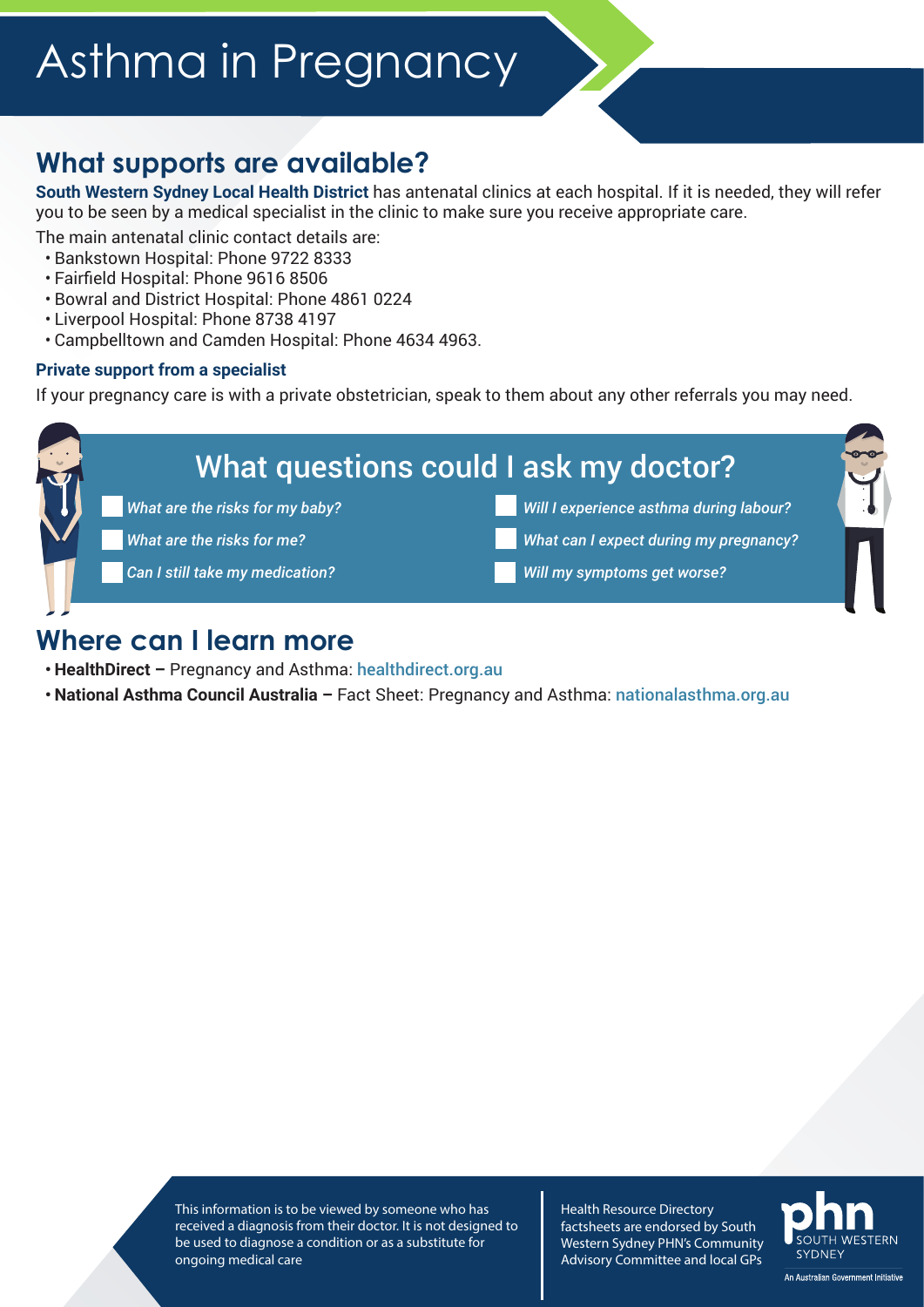# Asthma in Pregnancy

## What supports are available?

**South Western Sydney Local Health District** has antenatal clinics at each hospital. If it is needed, they will refer you to be seen by a medical specialist in the clinic to make sure you receive appropriate care.

The main antenatal clinic contact details are:

- Bankstown Hospital: Phone 9722 8333
- Fairfield Hospital: Phone 9616 8506
- Bowral and District Hospital: Phone 4861 0224
- Liverpool Hospital: Phone 8738 4197
- Campbelltown and Camden Hospital: Phone 4634 4963.

### Private support from a specialist

If your pregnancy care is with a private obstetrician, speak to them about any other referrals you may need.

## What questions could I ask my doctor?

- *What are the risks for my baby?*
- *What are the risks for me?*
- *Can I still take my medication?*
- *Will I experience asthma during labour?*
- *What can I expect during my pregnancy?*
- *Will my symptoms get worse?*

## Where can I learn more

- **HealthDirect –** Pregnancy and Asthma: healthdirect.org.au
- **National Asthma Council Australia –** Fact Sheet: Pregnancy and Asthma: nationalasthma.org.au

This information is to be viewed by someone who has received a diagnosis from their doctor. It is not designed to be used to diagnose a condition or as a substitute for ongoing medical care

Health Resource Directory factsheets are endorsed by South Western Sydney PHN's Community Advisory Committee and local GPs

phn SOUTH WESTERN SYDNEY

An Australian Government Initiative